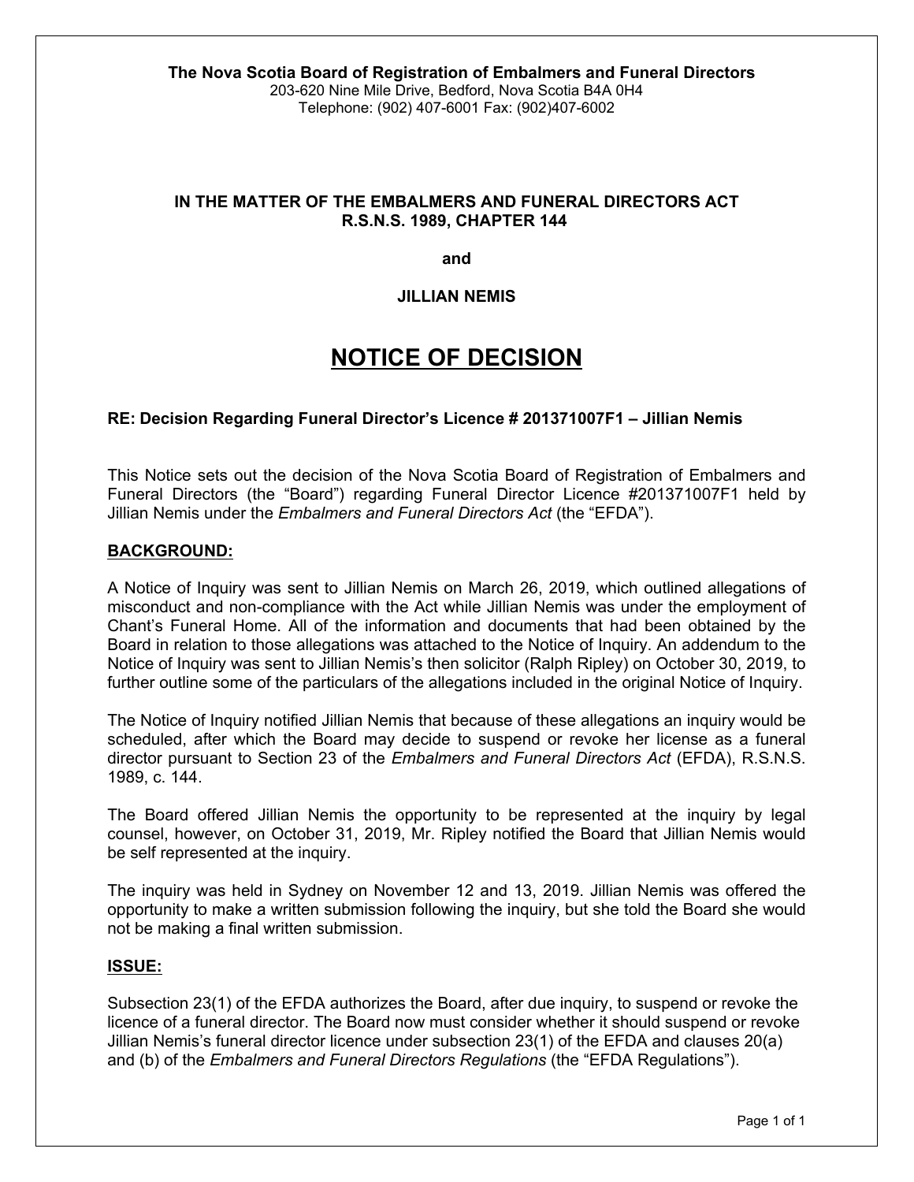**The Nova Scotia Board of Registration of Embalmers and Funeral Directors**
203-620 Nine Mile Drive, Bedford, Nova Scotia B4A 0H4
Telephone: (902) 407-6001 Fax: (902)407-6002

**IN THE MATTER OF THE EMBALMERS AND FUNERAL DIRECTORS ACT**
**R.S.N.S. 1989, CHAPTER 144**

**and**

**JILLIAN NEMIS**

# NOTICE OF DECISION

**RE: Decision Regarding Funeral Director's Licence # 201371007F1 – Jillian Nemis**

This Notice sets out the decision of the Nova Scotia Board of Registration of Embalmers and Funeral Directors (the "Board") regarding Funeral Director Licence #201371007F1 held by Jillian Nemis under the *Embalmers and Funeral Directors Act* (the "EFDA").

## BACKGROUND:

A Notice of Inquiry was sent to Jillian Nemis on March 26, 2019, which outlined allegations of misconduct and non-compliance with the Act while Jillian Nemis was under the employment of Chant's Funeral Home. All of the information and documents that had been obtained by the Board in relation to those allegations was attached to the Notice of Inquiry. An addendum to the Notice of Inquiry was sent to Jillian Nemis's then solicitor (Ralph Ripley) on October 30, 2019, to further outline some of the particulars of the allegations included in the original Notice of Inquiry.

The Notice of Inquiry notified Jillian Nemis that because of these allegations an inquiry would be scheduled, after which the Board may decide to suspend or revoke her license as a funeral director pursuant to Section 23 of the *Embalmers and Funeral Directors Act* (EFDA), R.S.N.S. 1989, c. 144.

The Board offered Jillian Nemis the opportunity to be represented at the inquiry by legal counsel, however, on October 31, 2019, Mr. Ripley notified the Board that Jillian Nemis would be self represented at the inquiry.

The inquiry was held in Sydney on November 12 and 13, 2019. Jillian Nemis was offered the opportunity to make a written submission following the inquiry, but she told the Board she would not be making a final written submission.

## ISSUE:

Subsection 23(1) of the EFDA authorizes the Board, after due inquiry, to suspend or revoke the licence of a funeral director. The Board now must consider whether it should suspend or revoke Jillian Nemis's funeral director licence under subsection 23(1) of the EFDA and clauses 20(a) and (b) of the *Embalmers and Funeral Directors Regulations* (the "EFDA Regulations").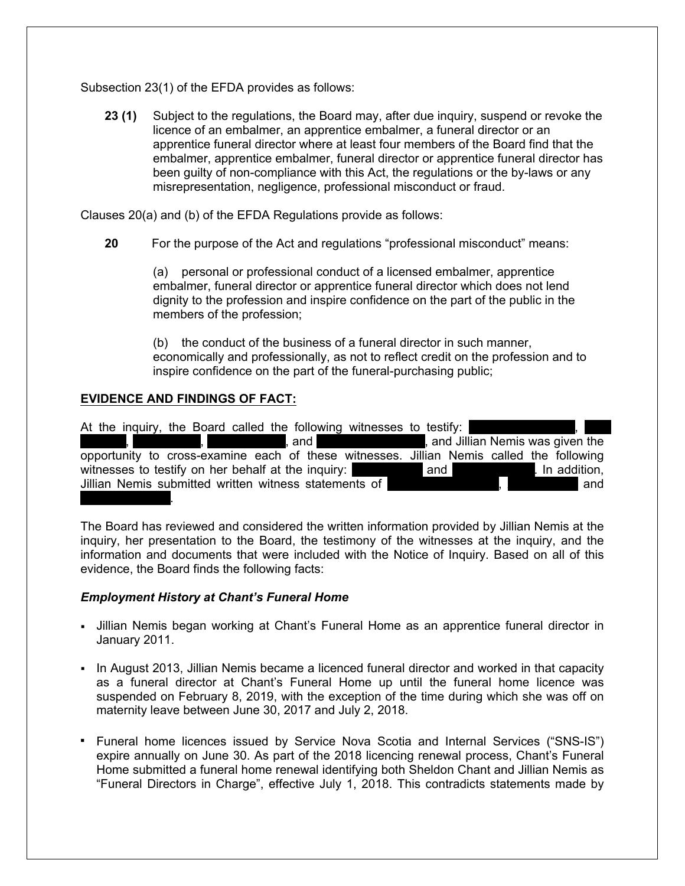Subsection 23(1) of the EFDA provides as follows:

> **23 (1)** Subject to the regulations, the Board may, after due inquiry, suspend or revoke the licence of an embalmer, an apprentice embalmer, a funeral director or an apprentice funeral director where at least four members of the Board find that the embalmer, apprentice embalmer, funeral director or apprentice funeral director has been guilty of non-compliance with this Act, the regulations or the by-laws or any misrepresentation, negligence, professional misconduct or fraud.

Clauses 20(a) and (b) of the EFDA Regulations provide as follows:

> **20** For the purpose of the Act and regulations "professional misconduct" means:
>
> (a) personal or professional conduct of a licensed embalmer, apprentice embalmer, funeral director or apprentice funeral director which does not lend dignity to the profession and inspire confidence on the part of the public in the members of the profession;
>
> (b) the conduct of the business of a funeral director in such manner, economically and professionally, as not to reflect credit on the profession and to inspire confidence on the part of the funeral-purchasing public;

## EVIDENCE AND FINDINGS OF FACT:

At the inquiry, the Board called the following witnesses to testify: [redacted], [redacted], [redacted], [redacted], and [redacted], and Jillian Nemis was given the opportunity to cross-examine each of these witnesses. Jillian Nemis called the following witnesses to testify on her behalf at the inquiry: [redacted] and [redacted]. In addition, Jillian Nemis submitted written witness statements of [redacted], [redacted] and [redacted].

The Board has reviewed and considered the written information provided by Jillian Nemis at the inquiry, her presentation to the Board, the testimony of the witnesses at the inquiry, and the information and documents that were included with the Notice of Inquiry. Based on all of this evidence, the Board finds the following facts:

### *Employment History at Chant's Funeral Home*

- Jillian Nemis began working at Chant's Funeral Home as an apprentice funeral director in January 2011.
- In August 2013, Jillian Nemis became a licenced funeral director and worked in that capacity as a funeral director at Chant's Funeral Home up until the funeral home licence was suspended on February 8, 2019, with the exception of the time during which she was off on maternity leave between June 30, 2017 and July 2, 2018.
- Funeral home licences issued by Service Nova Scotia and Internal Services ("SNS-IS") expire annually on June 30. As part of the 2018 licencing renewal process, Chant's Funeral Home submitted a funeral home renewal identifying both Sheldon Chant and Jillian Nemis as "Funeral Directors in Charge", effective July 1, 2018. This contradicts statements made by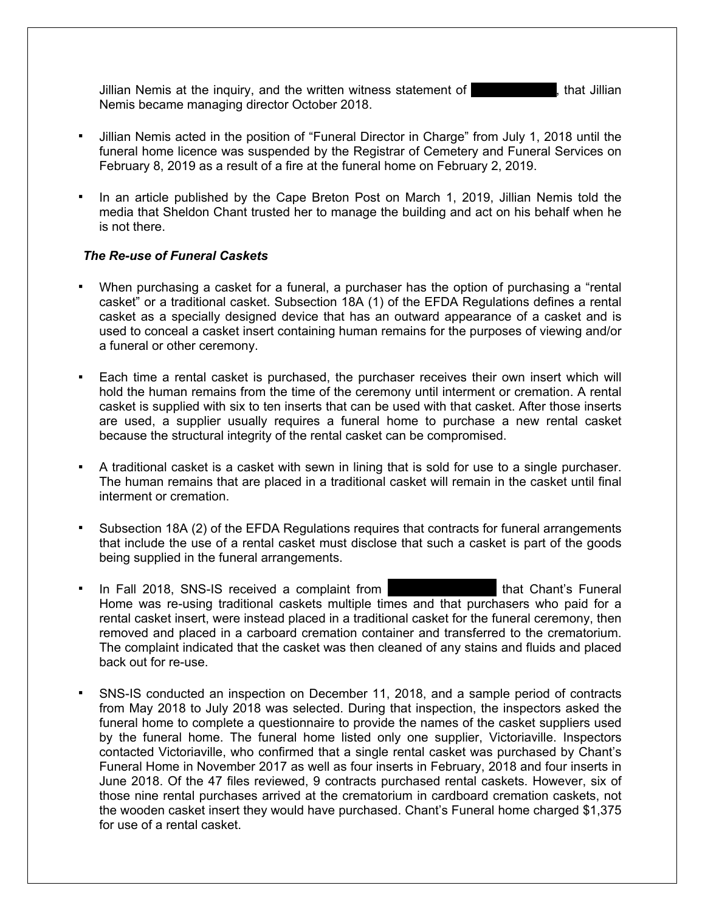Jillian Nemis at the inquiry, and the written witness statement of [REDACTED], that Jillian Nemis became managing director October 2018.

- Jillian Nemis acted in the position of "Funeral Director in Charge" from July 1, 2018 until the funeral home licence was suspended by the Registrar of Cemetery and Funeral Services on February 8, 2019 as a result of a fire at the funeral home on February 2, 2019.

- In an article published by the Cape Breton Post on March 1, 2019, Jillian Nemis told the media that Sheldon Chant trusted her to manage the building and act on his behalf when he is not there.

***The Re-use of Funeral Caskets***

- When purchasing a casket for a funeral, a purchaser has the option of purchasing a "rental casket" or a traditional casket. Subsection 18A (1) of the EFDA Regulations defines a rental casket as a specially designed device that has an outward appearance of a casket and is used to conceal a casket insert containing human remains for the purposes of viewing and/or a funeral or other ceremony.

- Each time a rental casket is purchased, the purchaser receives their own insert which will hold the human remains from the time of the ceremony until interment or cremation. A rental casket is supplied with six to ten inserts that can be used with that casket. After those inserts are used, a supplier usually requires a funeral home to purchase a new rental casket because the structural integrity of the rental casket can be compromised.

- A traditional casket is a casket with sewn in lining that is sold for use to a single purchaser. The human remains that are placed in a traditional casket will remain in the casket until final interment or cremation.

- Subsection 18A (2) of the EFDA Regulations requires that contracts for funeral arrangements that include the use of a rental casket must disclose that such a casket is part of the goods being supplied in the funeral arrangements.

- In Fall 2018, SNS-IS received a complaint from [REDACTED] that Chant's Funeral Home was re-using traditional caskets multiple times and that purchasers who paid for a rental casket insert, were instead placed in a traditional casket for the funeral ceremony, then removed and placed in a carboard cremation container and transferred to the crematorium. The complaint indicated that the casket was then cleaned of any stains and fluids and placed back out for re-use.

- SNS-IS conducted an inspection on December 11, 2018, and a sample period of contracts from May 2018 to July 2018 was selected. During that inspection, the inspectors asked the funeral home to complete a questionnaire to provide the names of the casket suppliers used by the funeral home. The funeral home listed only one supplier, Victoriaville. Inspectors contacted Victoriaville, who confirmed that a single rental casket was purchased by Chant's Funeral Home in November 2017 as well as four inserts in February, 2018 and four inserts in June 2018. Of the 47 files reviewed, 9 contracts purchased rental caskets. However, six of those nine rental purchases arrived at the crematorium in cardboard cremation caskets, not the wooden casket insert they would have purchased. Chant's Funeral home charged $1,375 for use of a rental casket.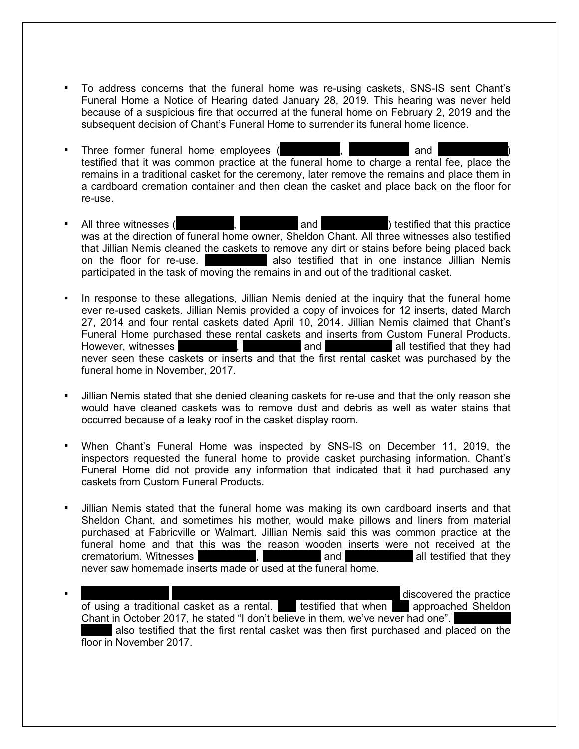- To address concerns that the funeral home was re-using caskets, SNS-IS sent Chant's Funeral Home a Notice of Hearing dated January 28, 2019. This hearing was never held because of a suspicious fire that occurred at the funeral home on February 2, 2019 and the subsequent decision of Chant's Funeral Home to surrender its funeral home licence.

- Three former funeral home employees (█████, █████ and █████) testified that it was common practice at the funeral home to charge a rental fee, place the remains in a traditional casket for the ceremony, later remove the remains and place them in a cardboard cremation container and then clean the casket and place back on the floor for re-use.

- All three witnesses (█████, █████ and █████) testified that this practice was at the direction of funeral home owner, Sheldon Chant. All three witnesses also testified that Jillian Nemis cleaned the caskets to remove any dirt or stains before being placed back on the floor for re-use. █████ also testified that in one instance Jillian Nemis participated in the task of moving the remains in and out of the traditional casket.

- In response to these allegations, Jillian Nemis denied at the inquiry that the funeral home ever re-used caskets. Jillian Nemis provided a copy of invoices for 12 inserts, dated March 27, 2014 and four rental caskets dated April 10, 2014. Jillian Nemis claimed that Chant's Funeral Home purchased these rental caskets and inserts from Custom Funeral Products. However, witnesses █████, █████ and █████ all testified that they had never seen these caskets or inserts and that the first rental casket was purchased by the funeral home in November, 2017.

- Jillian Nemis stated that she denied cleaning caskets for re-use and that the only reason she would have cleaned caskets was to remove dust and debris as well as water stains that occurred because of a leaky roof in the casket display room.

- When Chant's Funeral Home was inspected by SNS-IS on December 11, 2019, the inspectors requested the funeral home to provide casket purchasing information. Chant's Funeral Home did not provide any information that indicated that it had purchased any caskets from Custom Funeral Products.

- Jillian Nemis stated that the funeral home was making its own cardboard inserts and that Sheldon Chant, and sometimes his mother, would make pillows and liners from material purchased at Fabricville or Walmart. Jillian Nemis said this was common practice at the funeral home and that this was the reason wooden inserts were not received at the crematorium. Witnesses █████, █████ and █████ all testified that they never saw homemade inserts made or used at the funeral home.

- █████ █████ discovered the practice of using a traditional casket as a rental. ███ testified that when ███ approached Sheldon Chant in October 2017, he stated "I don't believe in them, we've never had one". █████ also testified that the first rental casket was then first purchased and placed on the floor in November 2017.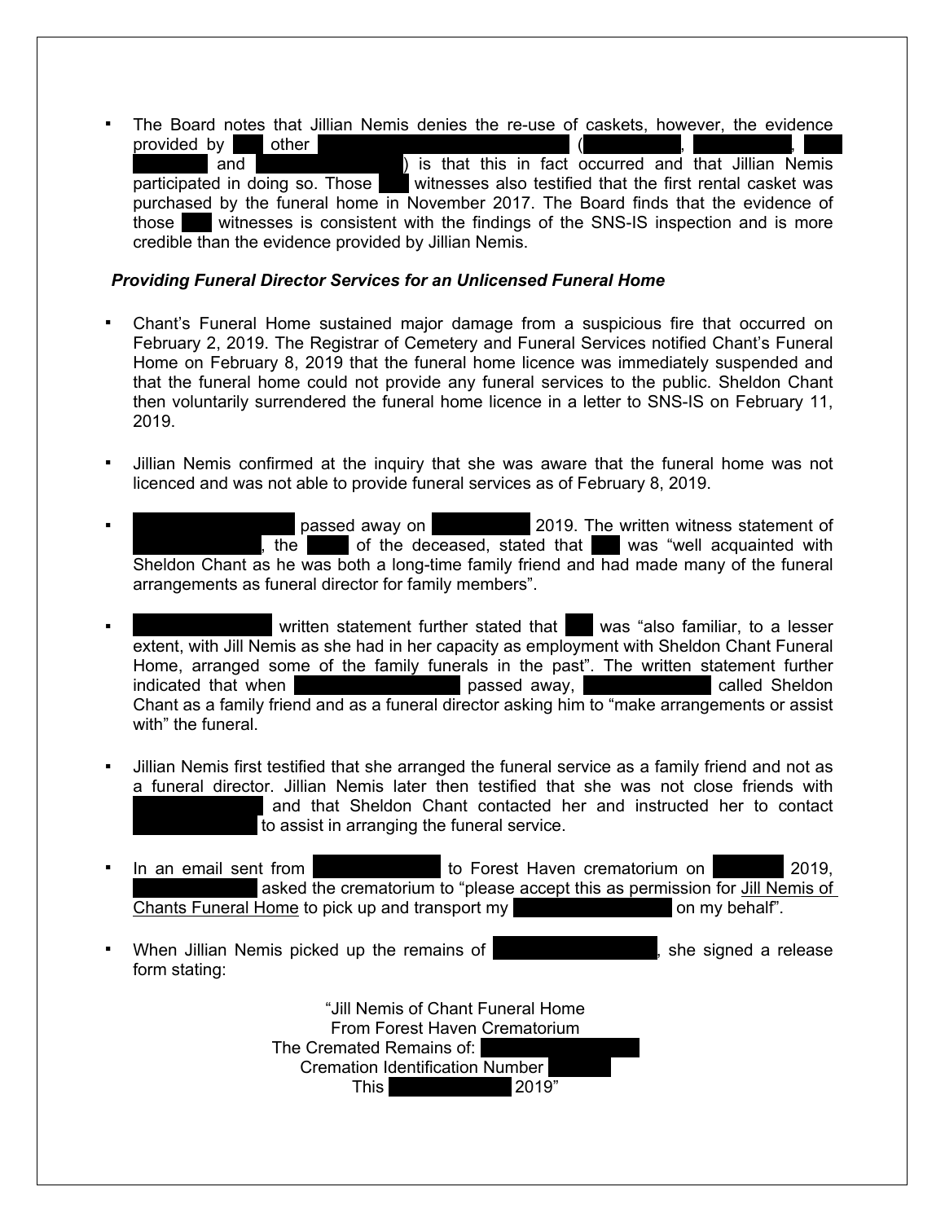- The Board notes that Jillian Nemis denies the re-use of caskets, however, the evidence provided by [redacted] other [redacted] ([redacted], [redacted], [redacted] and [redacted]) is that this in fact occurred and that Jillian Nemis participated in doing so. Those [redacted] witnesses also testified that the first rental casket was purchased by the funeral home in November 2017. The Board finds that the evidence of those [redacted] witnesses is consistent with the findings of the SNS-IS inspection and is more credible than the evidence provided by Jillian Nemis.

***Providing Funeral Director Services for an Unlicensed Funeral Home***

- Chant's Funeral Home sustained major damage from a suspicious fire that occurred on February 2, 2019. The Registrar of Cemetery and Funeral Services notified Chant's Funeral Home on February 8, 2019 that the funeral home licence was immediately suspended and that the funeral home could not provide any funeral services to the public. Sheldon Chant then voluntarily surrendered the funeral home licence in a letter to SNS-IS on February 11, 2019.

- Jillian Nemis confirmed at the inquiry that she was aware that the funeral home was not licenced and was not able to provide funeral services as of February 8, 2019.

- [redacted] passed away on [redacted] 2019. The written witness statement of [redacted], the [redacted] of the deceased, stated that [redacted] was "well acquainted with Sheldon Chant as he was both a long-time family friend and had made many of the funeral arrangements as funeral director for family members".

- [redacted] written statement further stated that [redacted] was "also familiar, to a lesser extent, with Jill Nemis as she had in her capacity as employment with Sheldon Chant Funeral Home, arranged some of the family funerals in the past". The written statement further indicated that when [redacted] passed away, [redacted] called Sheldon Chant as a family friend and as a funeral director asking him to "make arrangements or assist with" the funeral.

- Jillian Nemis first testified that she arranged the funeral service as a family friend and not as a funeral director. Jillian Nemis later then testified that she was not close friends with [redacted] and that Sheldon Chant contacted her and instructed her to contact [redacted] to assist in arranging the funeral service.

- In an email sent from [redacted] to Forest Haven crematorium on [redacted] 2019, [redacted] asked the crematorium to "please accept this as permission for Jill Nemis of Chants Funeral Home to pick up and transport my [redacted] on my behalf".

- When Jillian Nemis picked up the remains of [redacted], she signed a release form stating:

> "Jill Nemis of Chant Funeral Home
> From Forest Haven Crematorium
> The Cremated Remains of: [redacted]
> Cremation Identification Number [redacted]
> This [redacted] 2019"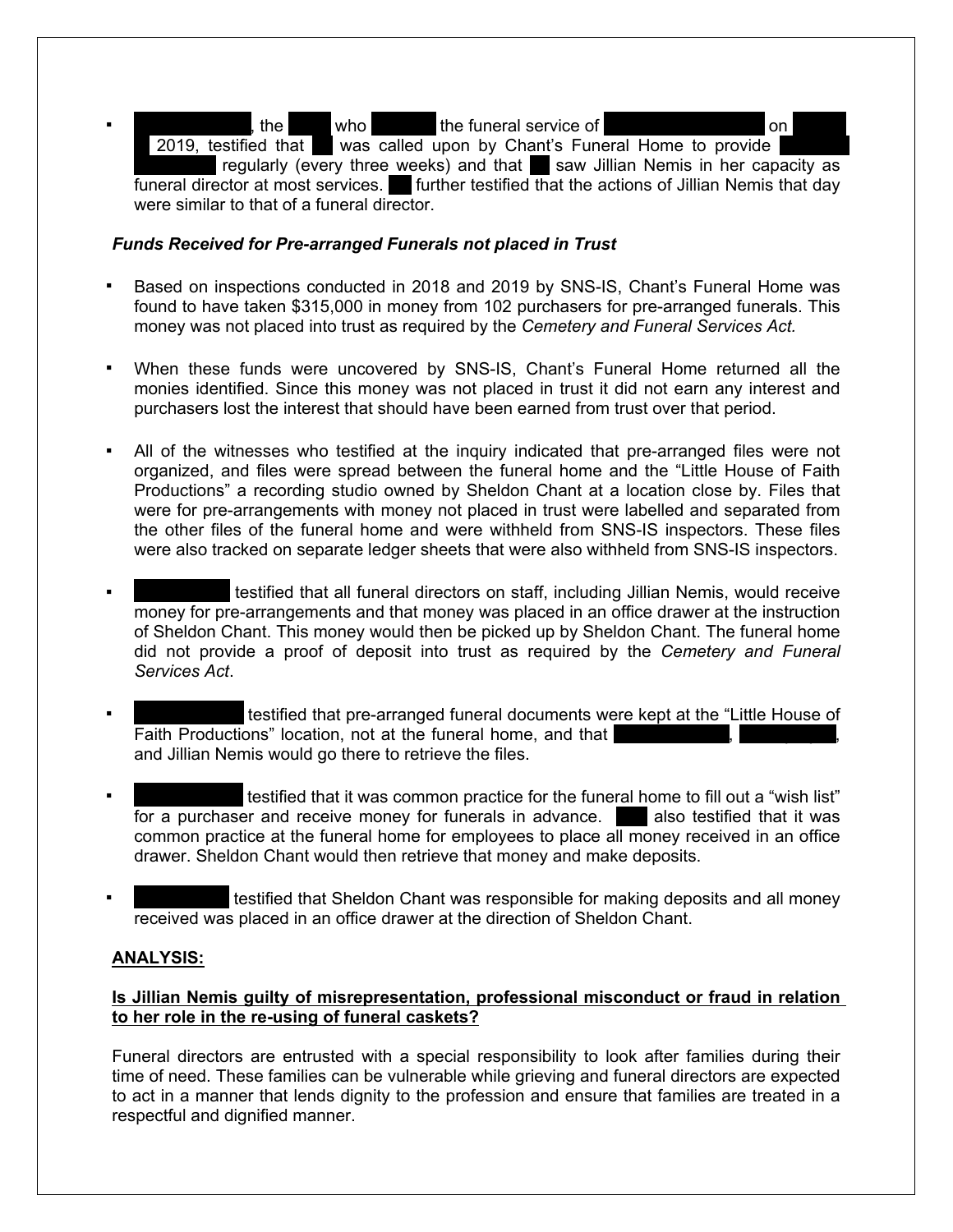- [REDACTED], the [REDACTED] who [REDACTED] the funeral service of [REDACTED] on [REDACTED] 2019, testified that [REDACTED] was called upon by Chant's Funeral Home to provide [REDACTED] regularly (every three weeks) and that [REDACTED] saw Jillian Nemis in her capacity as funeral director at most services. [REDACTED] further testified that the actions of Jillian Nemis that day were similar to that of a funeral director.

***Funds Received for Pre-arranged Funerals not placed in Trust***

- Based on inspections conducted in 2018 and 2019 by SNS-IS, Chant's Funeral Home was found to have taken $315,000 in money from 102 purchasers for pre-arranged funerals. This money was not placed into trust as required by the *Cemetery and Funeral Services Act.*

- When these funds were uncovered by SNS-IS, Chant's Funeral Home returned all the monies identified. Since this money was not placed in trust it did not earn any interest and purchasers lost the interest that should have been earned from trust over that period.

- All of the witnesses who testified at the inquiry indicated that pre-arranged files were not organized, and files were spread between the funeral home and the "Little House of Faith Productions" a recording studio owned by Sheldon Chant at a location close by. Files that were for pre-arrangements with money not placed in trust were labelled and separated from the other files of the funeral home and were withheld from SNS-IS inspectors. These files were also tracked on separate ledger sheets that were also withheld from SNS-IS inspectors.

- [REDACTED] testified that all funeral directors on staff, including Jillian Nemis, would receive money for pre-arrangements and that money was placed in an office drawer at the instruction of Sheldon Chant. This money would then be picked up by Sheldon Chant. The funeral home did not provide a proof of deposit into trust as required by the *Cemetery and Funeral Services Act*.

- [REDACTED] testified that pre-arranged funeral documents were kept at the "Little House of Faith Productions" location, not at the funeral home, and that [REDACTED], [REDACTED], and Jillian Nemis would go there to retrieve the files.

- [REDACTED] testified that it was common practice for the funeral home to fill out a "wish list" for a purchaser and receive money for funerals in advance. [REDACTED] also testified that it was common practice at the funeral home for employees to place all money received in an office drawer. Sheldon Chant would then retrieve that money and make deposits.

- [REDACTED] testified that Sheldon Chant was responsible for making deposits and all money received was placed in an office drawer at the direction of Sheldon Chant.

## ANALYSIS:

### Is Jillian Nemis guilty of misrepresentation, professional misconduct or fraud in relation to her role in the re-using of funeral caskets?

Funeral directors are entrusted with a special responsibility to look after families during their time of need. These families can be vulnerable while grieving and funeral directors are expected to act in a manner that lends dignity to the profession and ensure that families are treated in a respectful and dignified manner.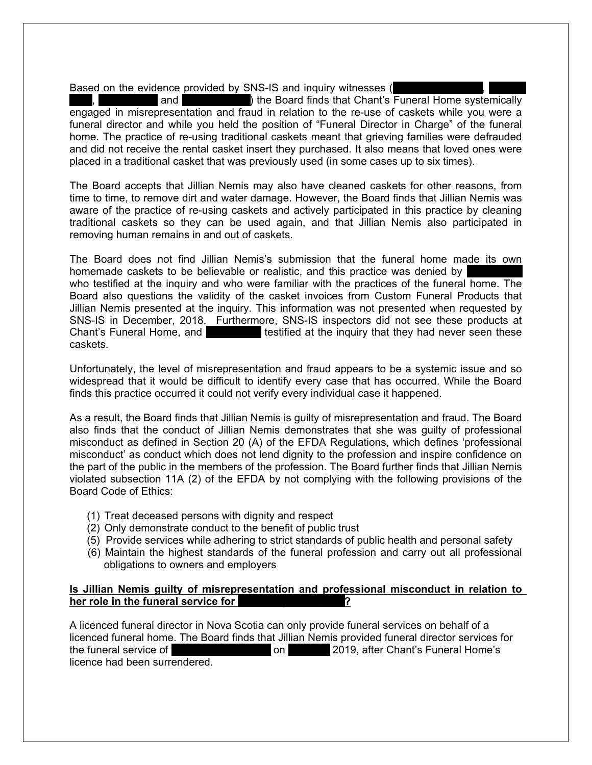Based on the evidence provided by SNS-IS and inquiry witnesses (█████, █████, █████ and █████) the Board finds that Chant's Funeral Home systemically engaged in misrepresentation and fraud in relation to the re-use of caskets while you were a funeral director and while you held the position of "Funeral Director in Charge" of the funeral home. The practice of re-using traditional caskets meant that grieving families were defrauded and did not receive the rental casket insert they purchased. It also means that loved ones were placed in a traditional casket that was previously used (in some cases up to six times).

The Board accepts that Jillian Nemis may also have cleaned caskets for other reasons, from time to time, to remove dirt and water damage. However, the Board finds that Jillian Nemis was aware of the practice of re-using caskets and actively participated in this practice by cleaning traditional caskets so they can be used again, and that Jillian Nemis also participated in removing human remains in and out of caskets.

The Board does not find Jillian Nemis's submission that the funeral home made its own homemade caskets to be believable or realistic, and this practice was denied by █████ who testified at the inquiry and who were familiar with the practices of the funeral home. The Board also questions the validity of the casket invoices from Custom Funeral Products that Jillian Nemis presented at the inquiry. This information was not presented when requested by SNS-IS in December, 2018. Furthermore, SNS-IS inspectors did not see these products at Chant's Funeral Home, and █████ testified at the inquiry that they had never seen these caskets.

Unfortunately, the level of misrepresentation and fraud appears to be a systemic issue and so widespread that it would be difficult to identify every case that has occurred. While the Board finds this practice occurred it could not verify every individual case it happened.

As a result, the Board finds that Jillian Nemis is guilty of misrepresentation and fraud. The Board also finds that the conduct of Jillian Nemis demonstrates that she was guilty of professional misconduct as defined in Section 20 (A) of the EFDA Regulations, which defines 'professional misconduct' as conduct which does not lend dignity to the profession and inspire confidence on the part of the public in the members of the profession. The Board further finds that Jillian Nemis violated subsection 11A (2) of the EFDA by not complying with the following provisions of the Board Code of Ethics:

(1) Treat deceased persons with dignity and respect
(2) Only demonstrate conduct to the benefit of public trust
(5) Provide services while adhering to strict standards of public health and personal safety
(6) Maintain the highest standards of the funeral profession and carry out all professional obligations to owners and employers

**<u>Is Jillian Nemis guilty of misrepresentation and professional misconduct in relation to her role in the funeral service for █████?</u>**

A licenced funeral director in Nova Scotia can only provide funeral services on behalf of a licenced funeral home. The Board finds that Jillian Nemis provided funeral director services for the funeral service of █████ on █████ 2019, after Chant's Funeral Home's licence had been surrendered.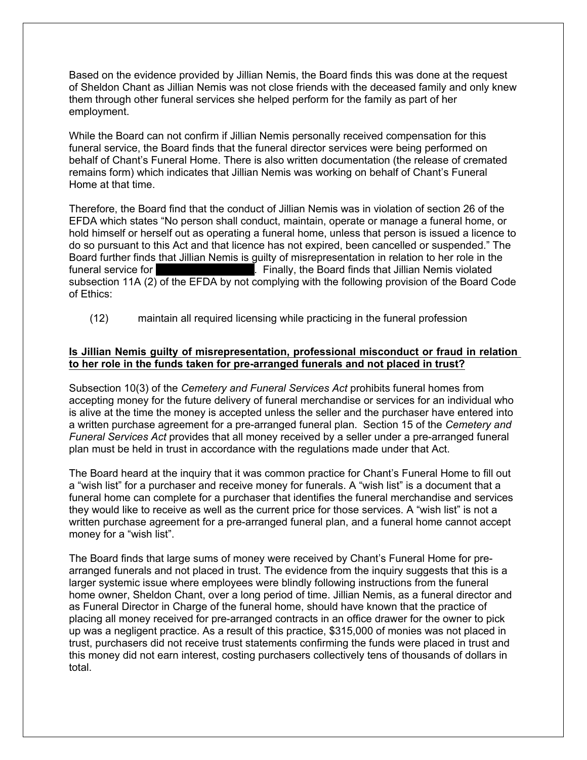Based on the evidence provided by Jillian Nemis, the Board finds this was done at the request of Sheldon Chant as Jillian Nemis was not close friends with the deceased family and only knew them through other funeral services she helped perform for the family as part of her employment.

While the Board can not confirm if Jillian Nemis personally received compensation for this funeral service, the Board finds that the funeral director services were being performed on behalf of Chant's Funeral Home. There is also written documentation (the release of cremated remains form) which indicates that Jillian Nemis was working on behalf of Chant's Funeral Home at that time.

Therefore, the Board find that the conduct of Jillian Nemis was in violation of section 26 of the EFDA which states "No person shall conduct, maintain, operate or manage a funeral home, or hold himself or herself out as operating a funeral home, unless that person is issued a licence to do so pursuant to this Act and that licence has not expired, been cancelled or suspended." The Board further finds that Jillian Nemis is guilty of misrepresentation in relation to her role in the funeral service for [REDACTED]. Finally, the Board finds that Jillian Nemis violated subsection 11A (2) of the EFDA by not complying with the following provision of the Board Code of Ethics:

(12) maintain all required licensing while practicing in the funeral profession

**Is Jillian Nemis guilty of misrepresentation, professional misconduct or fraud in relation to her role in the funds taken for pre-arranged funerals and not placed in trust?**

Subsection 10(3) of the *Cemetery and Funeral Services Act* prohibits funeral homes from accepting money for the future delivery of funeral merchandise or services for an individual who is alive at the time the money is accepted unless the seller and the purchaser have entered into a written purchase agreement for a pre-arranged funeral plan. Section 15 of the *Cemetery and Funeral Services Act* provides that all money received by a seller under a pre-arranged funeral plan must be held in trust in accordance with the regulations made under that Act.

The Board heard at the inquiry that it was common practice for Chant's Funeral Home to fill out a "wish list" for a purchaser and receive money for funerals. A "wish list" is a document that a funeral home can complete for a purchaser that identifies the funeral merchandise and services they would like to receive as well as the current price for those services. A "wish list" is not a written purchase agreement for a pre-arranged funeral plan, and a funeral home cannot accept money for a "wish list".

The Board finds that large sums of money were received by Chant's Funeral Home for pre-arranged funerals and not placed in trust. The evidence from the inquiry suggests that this is a larger systemic issue where employees were blindly following instructions from the funeral home owner, Sheldon Chant, over a long period of time. Jillian Nemis, as a funeral director and as Funeral Director in Charge of the funeral home, should have known that the practice of placing all money received for pre-arranged contracts in an office drawer for the owner to pick up was a negligent practice. As a result of this practice, $315,000 of monies was not placed in trust, purchasers did not receive trust statements confirming the funds were placed in trust and this money did not earn interest, costing purchasers collectively tens of thousands of dollars in total.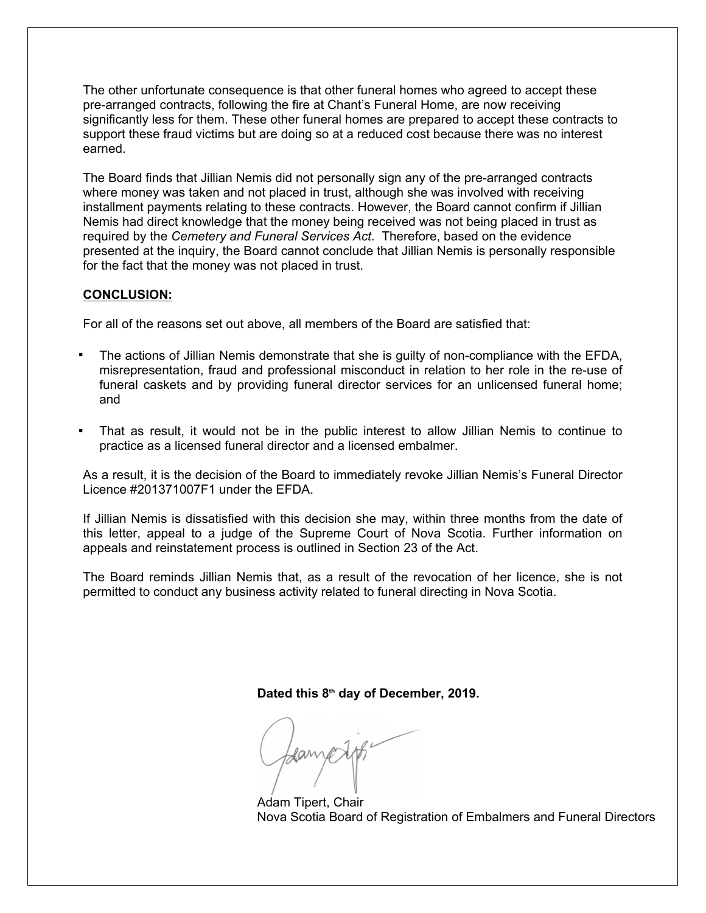The other unfortunate consequence is that other funeral homes who agreed to accept these pre-arranged contracts, following the fire at Chant's Funeral Home, are now receiving significantly less for them. These other funeral homes are prepared to accept these contracts to support these fraud victims but are doing so at a reduced cost because there was no interest earned.

The Board finds that Jillian Nemis did not personally sign any of the pre-arranged contracts where money was taken and not placed in trust, although she was involved with receiving installment payments relating to these contracts. However, the Board cannot confirm if Jillian Nemis had direct knowledge that the money being received was not being placed in trust as required by the *Cemetery and Funeral Services Act*. Therefore, based on the evidence presented at the inquiry, the Board cannot conclude that Jillian Nemis is personally responsible for the fact that the money was not placed in trust.

**CONCLUSION:**

For all of the reasons set out above, all members of the Board are satisfied that:

- The actions of Jillian Nemis demonstrate that she is guilty of non-compliance with the EFDA, misrepresentation, fraud and professional misconduct in relation to her role in the re-use of funeral caskets and by providing funeral director services for an unlicensed funeral home; and
- That as result, it would not be in the public interest to allow Jillian Nemis to continue to practice as a licensed funeral director and a licensed embalmer.

As a result, it is the decision of the Board to immediately revoke Jillian Nemis's Funeral Director Licence #201371007F1 under the EFDA.

If Jillian Nemis is dissatisfied with this decision she may, within three months from the date of this letter, appeal to a judge of the Supreme Court of Nova Scotia. Further information on appeals and reinstatement process is outlined in Section 23 of the Act.

The Board reminds Jillian Nemis that, as a result of the revocation of her licence, she is not permitted to conduct any business activity related to funeral directing in Nova Scotia.

**Dated this 8th day of December, 2019.**

Adam Tipert, Chair
Nova Scotia Board of Registration of Embalmers and Funeral Directors